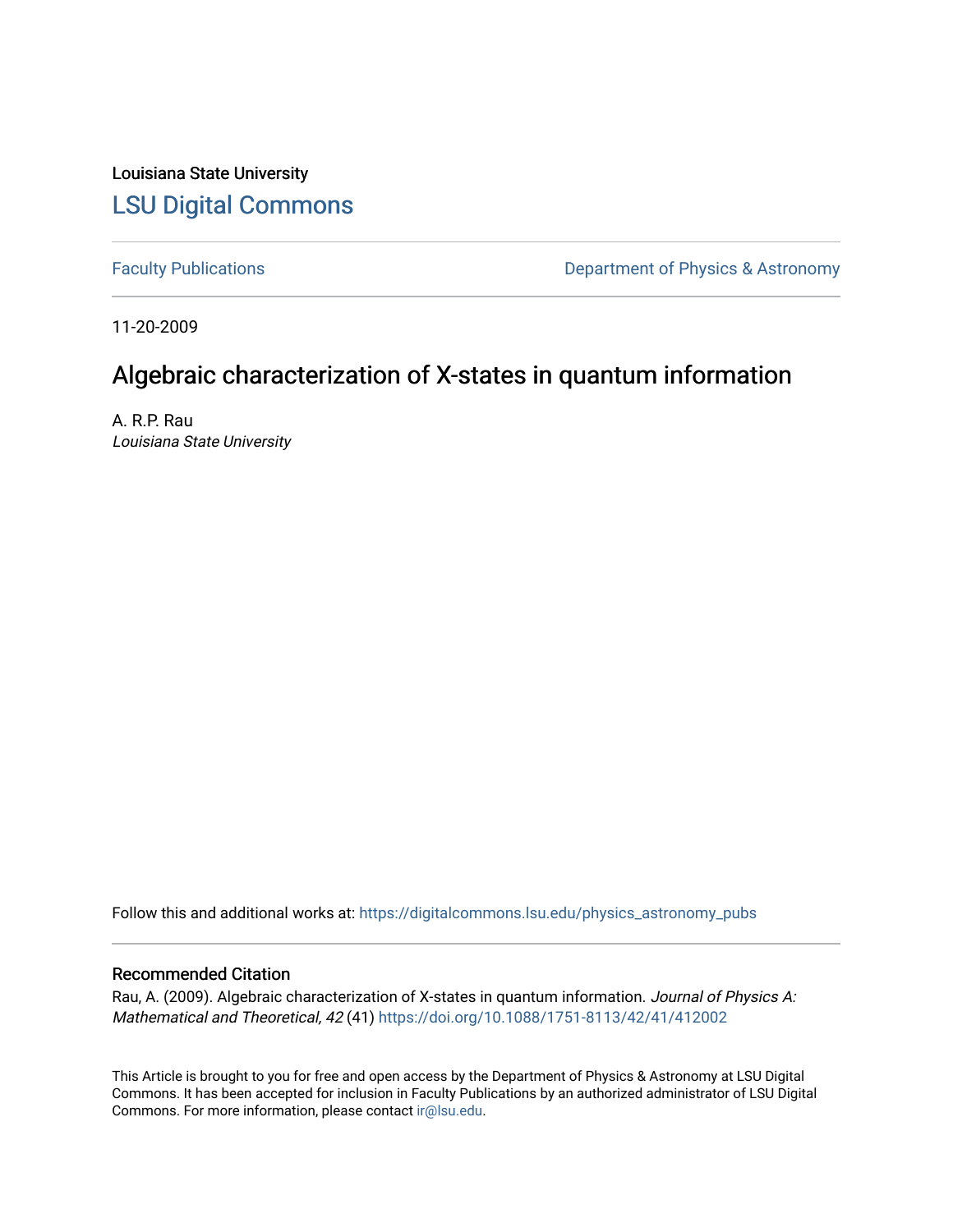Louisiana State University

# LSU Digital Commons

Faculty Publications

Department of Physics & Astronomy

11-20-2009

## Algebraic characterization of X-states in quantum information

A. R.P. Rau

*Louisiana State University*

Follow this and additional works at: https://digitalcommons.lsu.edu/physics_astronomy_pubs

### Recommended Citation

Rau, A. (2009). Algebraic characterization of X-states in quantum information. *Journal of Physics A: Mathematical and Theoretical, 42* (41) https://doi.org/10.1088/1751-8113/42/41/412002

This Article is brought to you for free and open access by the Department of Physics & Astronomy at LSU Digital Commons. It has been accepted for inclusion in Faculty Publications by an authorized administrator of LSU Digital Commons. For more information, please contact ir@lsu.edu.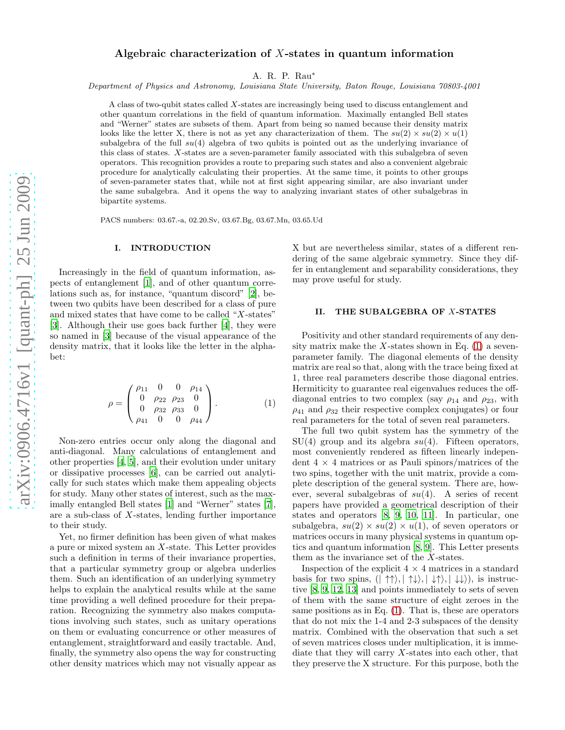# Algebraic characterization of $X$-states in quantum information

A. R. P. Rau*

*Department of Physics and Astronomy, Louisiana State University, Baton Rouge, Louisiana 70803-4001*

A class of two-qubit states called $X$-states are increasingly being used to discuss entanglement and other quantum correlations in the field of quantum information. Maximally entangled Bell states and "Werner" states are subsets of them. Apart from being so named because their density matrix looks like the letter X, there is not as yet any characterization of them. The $su(2) \times su(2) \times u(1)$ subalgebra of the full $su(4)$ algebra of two qubits is pointed out as the underlying invariance of this class of states. $X$-states are a seven-parameter family associated with this subalgebra of seven operators. This recognition provides a route to preparing such states and also a convenient algebraic procedure for analytically calculating their properties. At the same time, it points to other groups of seven-parameter states that, while not at first sight appearing similar, are also invariant under the same subalgebra. And it opens the way to analyzing invariant states of other subalgebras in bipartite systems.

PACS numbers: 03.67.-a, 02.20.Sv, 03.67.Bg, 03.67.Mn, 03.65.Ud

## I. INTRODUCTION

Increasingly in the field of quantum information, aspects of entanglement [1], and of other quantum correlations such as, for instance, "quantum discord" [2], between two qubits have been described for a class of pure and mixed states that have come to be called "$X$-states" [3]. Although their use goes back further [4], they were so named in [3] because of the visual appearance of the density matrix, that it looks like the letter in the alphabet:

$$\rho = \begin{pmatrix} \rho_{11} & 0 & 0 & \rho_{14} \\ 0 & \rho_{22} & \rho_{23} & 0 \\ 0 & \rho_{32} & \rho_{33} & 0 \\ \rho_{41} & 0 & 0 & \rho_{44} \end{pmatrix}. \qquad (1)$$

Non-zero entries occur only along the diagonal and anti-diagonal. Many calculations of entanglement and other properties [4, 5], and their evolution under unitary or dissipative processes [6], can be carried out analytically for such states which make them appealing objects for study. Many other states of interest, such as the maximally entangled Bell states [1] and "Werner" states [7], are a sub-class of $X$-states, lending further importance to their study.

Yet, no firmer definition has been given of what makes a pure or mixed system an $X$-state. This Letter provides such a definition in terms of their invariance properties, that a particular symmetry group or algebra underlies them. Such an identification of an underlying symmetry helps to explain the analytical results while at the same time providing a well defined procedure for their preparation. Recognizing the symmetry also makes computations involving such states, such as unitary operations on them or evaluating concurrence or other measures of entanglement, straightforward and easily tractable. And, finally, the symmetry also opens the way for constructing other density matrices which may not visually appear as X but are nevertheless similar, states of a different rendering of the same algebraic symmetry. Since they differ in entanglement and separability considerations, they may prove useful for study.

## II. THE SUBALGEBRA OF $X$-STATES

Positivity and other standard requirements of any density matrix make the $X$-states shown in Eq. (1) a seven-parameter family. The diagonal elements of the density matrix are real so that, along with the trace being fixed at 1, three real parameters describe those diagonal entries. Hermiticity to guarantee real eigenvalues reduces the off-diagonal entries to two complex (say $\rho_{14}$ and $\rho_{23}$, with $\rho_{41}$ and $\rho_{32}$ their respective complex conjugates) or four real parameters for the total of seven real parameters.

The full two qubit system has the symmetry of the SU(4) group and its algebra $su(4)$. Fifteen operators, most conveniently rendered as fifteen linearly independent $4 \times 4$ matrices or as Pauli spinors/matrices of the two spins, together with the unit matrix, provide a complete description of the general system. There are, however, several subalgebras of $su(4)$. A series of recent papers have provided a geometrical description of their states and operators [8, 9, 10, 11]. In particular, one subalgebra, $su(2) \times su(2) \times u(1)$, of seven operators or matrices occurs in many physical systems in quantum optics and quantum information [8, 9]. This Letter presents them as the invariance set of the $X$-states.

Inspection of the explicit $4 \times 4$ matrices in a standard basis for two spins, $(|\uparrow\uparrow\rangle, |\uparrow\downarrow\rangle, |\downarrow\uparrow\rangle, |\downarrow\downarrow\rangle)$, is instructive [8, 9, 12, 13] and points immediately to sets of seven of them with the same structure of eight zeroes in the same positions as in Eq. (1). That is, these are operators that do not mix the 1-4 and 2-3 subspaces of the density matrix. Combined with the observation that such a set of seven matrices closes under multiplication, it is immediate that they will carry $X$-states into each other, that they preserve the X structure. For this purpose, both the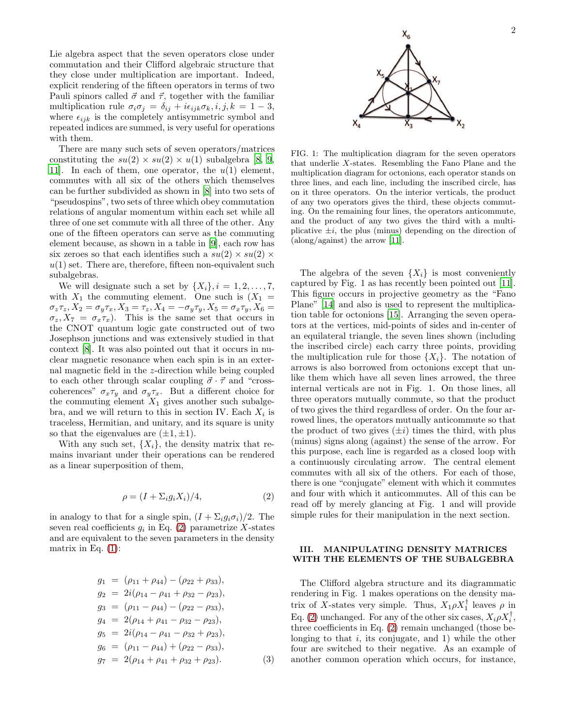Lie algebra aspect that the seven operators close under commutation and their Clifford algebraic structure that they close under multiplication are important. Indeed, explicit rendering of the fifteen operators in terms of two Pauli spinors called $\vec{\sigma}$ and $\vec{\tau}$, together with the familiar multiplication rule $\sigma_i \sigma_j = \delta_{ij} + i\epsilon_{ijk}\sigma_k, i, j, k = 1-3$, where $\epsilon_{ijk}$ is the completely antisymmetric symbol and repeated indices are summed, is very useful for operations with them.

There are many such sets of seven operators/matrices constituting the $su(2) \times su(2) \times u(1)$ subalgebra [8, 9, 11]. In each of them, one operator, the $u(1)$ element, commutes with all six of the others which themselves can be further subdivided as shown in [8] into two sets of "pseudospins", two sets of three which obey commutation relations of angular momentum within each set while all three of one set commute with all three of the other. Any one of the fifteen operators can serve as the commuting element because, as shown in a table in [9], each row has six zeroes so that each identifies such a $su(2) \times su(2) \times u(1)$ set. There are, therefore, fifteen non-equivalent such subalgebras.

We will designate such a set by $\{X_i\}, i = 1, 2, \ldots, 7$, with $X_1$ the commuting element. One such is ($X_1 = \sigma_z \tau_z, X_2 = \sigma_y \tau_x, X_3 = \tau_z, X_4 = -\sigma_y \tau_y, X_5 = \sigma_x \tau_y, X_6 = \sigma_z, X_7 = \sigma_x \tau_x$). This is the same set that occurs in the CNOT quantum logic gate constructed out of two Josephson junctions and was extensively studied in that context [8]. It was also pointed out that it occurs in nuclear magnetic resonance when each spin is in an external magnetic field in the $z$-direction while being coupled to each other through scalar coupling $\vec{\sigma} \cdot \vec{\tau}$ and "cross-coherences" $\sigma_x \tau_y$ and $\sigma_y \tau_x$. But a different choice for the commuting element $X_1$ gives another such subalgebra, and we will return to this in section IV. Each $X_i$ is traceless, Hermitian, and unitary, and its square is unity so that the eigenvalues are $(\pm 1, \pm 1)$.

With any such set, $\{X_i\}$, the density matrix that remains invariant under their operations can be rendered as a linear superposition of them,

$$\rho = (I + \Sigma_i g_i X_i)/4, \tag{2}$$

in analogy to that for a single spin, $(I + \Sigma_i g_i \sigma_i)/2$. The seven real coefficients $g_i$ in Eq. (2) parametrize $X$-states and are equivalent to the seven parameters in the density matrix in Eq. (1):

$$\begin{aligned}
g_1 &= (\rho_{11} + \rho_{44}) - (\rho_{22} + \rho_{33}), \\
g_2 &= 2i(\rho_{14} - \rho_{41} + \rho_{32} - \rho_{23}), \\
g_3 &= (\rho_{11} - \rho_{44}) - (\rho_{22} - \rho_{33}), \\
g_4 &= 2(\rho_{14} + \rho_{41} - \rho_{32} - \rho_{23}), \\
g_5 &= 2i(\rho_{14} - \rho_{41} - \rho_{32} + \rho_{23}), \\
g_6 &= (\rho_{11} - \rho_{44}) + (\rho_{22} - \rho_{33}), \\
g_7 &= 2(\rho_{14} + \rho_{41} + \rho_{32} + \rho_{23}).
\end{aligned} \tag{3}$$

FIG. 1: The multiplication diagram for the seven operators that underlie $X$-states. Resembling the Fano Plane and the multiplication diagram for octonions, each operator stands on three lines, and each line, including the inscribed circle, has on it three operators. On the interior verticals, the product of any two operators gives the third, these objects commuting. On the remaining four lines, the operators anticommute, and the product of any two gives the third with a multiplicative $\pm i$, the plus (minus) depending on the direction of (along/against) the arrow [11].

The algebra of the seven $\{X_i\}$ is most conveniently captured by Fig. 1 as has recently been pointed out [11]. This figure occurs in projective geometry as the "Fano Plane" [14] and also is used to represent the multiplication table for octonions [15]. Arranging the seven operators at the vertices, mid-points of sides and in-center of an equilateral triangle, the seven lines shown (including the inscribed circle) each carry three points, providing the multiplication rule for those $\{X_i\}$. The notation of arrows is also borrowed from octonions except that unlike them which have all seven lines arrowed, the three internal verticals are not in Fig. 1. On those lines, all three operators mutually commute, so that the product of two gives the third regardless of order. On the four arrowed lines, the operators mutually anticommute so that the product of two gives $(\pm i)$ times the third, with plus (minus) signs along (against) the sense of the arrow. For this purpose, each line is regarded as a closed loop with a continuously circulating arrow. The central element commutes with all six of the others. For each of those, there is one "conjugate" element with which it commutes and four with which it anticommutes. All of this can be read off by merely glancing at Fig. 1 and will provide simple rules for their manipulation in the next section.

## III. MANIPULATING DENSITY MATRICES WITH THE ELEMENTS OF THE SUBALGEBRA

The Clifford algebra structure and its diagrammatic rendering in Fig. 1 makes operations on the density matrix of $X$-states very simple. Thus, $X_1 \rho X_1^\dagger$ leaves $\rho$ in Eq. (2) unchanged. For any of the other six cases, $X_i \rho X_i^\dagger$, three coefficients in Eq. (2) remain unchanged (those belonging to that $i$, its conjugate, and 1) while the other four are switched to their negative. As an example of another common operation which occurs, for instance,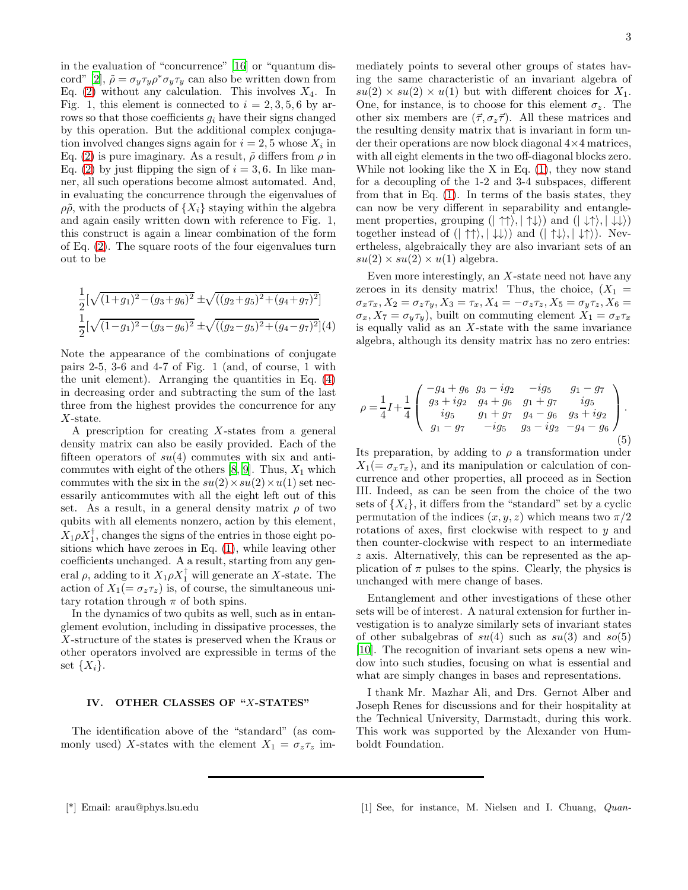in the evaluation of "concurrence" [16] or "quantum discord" [2], $\tilde{\rho} = \sigma_y \tau_y \rho^* \sigma_y \tau_y$ can also be written down from Eq. (2) without any calculation. This involves $X_4$. In Fig. 1, this element is connected to $i = 2, 3, 5, 6$ by arrows so that those coefficients $g_i$ have their signs changed by this operation. But the additional complex conjugation involved changes signs again for $i = 2, 5$ whose $X_i$ in Eq. (2) is pure imaginary. As a result, $\tilde{\rho}$ differs from $\rho$ in Eq. (2) by just flipping the sign of $i = 3, 6$. In like manner, all such operations become almost automated. And, in evaluating the concurrence through the eigenvalues of $\rho\tilde{\rho}$, with the products of $\{X_i\}$ staying within the algebra and again easily written down with reference to Fig. 1, this construct is again a linear combination of the form of Eq. (2). The square roots of the four eigenvalues turn out to be

$$
\begin{aligned}
&\frac{1}{2}[\sqrt{(1+g_1)^2-(g_3+g_6)^2} \pm \sqrt{((g_2+g_5)^2+(g_4+g_7)^2}] \\
&\frac{1}{2}[\sqrt{(1-g_1)^2-(g_3-g_6)^2} \pm \sqrt{((g_2-g_5)^2+(g_4-g_7)^2}] \quad (4)
\end{aligned}
$$

Note the appearance of the combinations of conjugate pairs 2-5, 3-6 and 4-7 of Fig. 1 (and, of course, 1 with the unit element). Arranging the quantities in Eq. (4) in decreasing order and subtracting the sum of the last three from the highest provides the concurrence for any $X$-state.

A prescription for creating $X$-states from a general density matrix can also be easily provided. Each of the fifteen operators of $su(4)$ commutes with six and anticommutes with eight of the others [8, 9]. Thus, $X_1$ which commutes with the six in the $su(2) \times su(2) \times u(1)$ set necessarily anticommutes with all the eight left out of this set. As a result, in a general density matrix $\rho$ of two qubits with all elements nonzero, action by this element, $X_1 \rho X_1^\dagger$, changes the signs of the entries in those eight positions which have zeroes in Eq. (1), while leaving other coefficients unchanged. A a result, starting from any general $\rho$, adding to it $X_1 \rho X_1^\dagger$ will generate an $X$-state. The action of $X_1 (= \sigma_z \tau_z)$ is, of course, the simultaneous unitary rotation through $\pi$ of both spins.

In the dynamics of two qubits as well, such as in entanglement evolution, including in dissipative processes, the $X$-structure of the states is preserved when the Kraus or other operators involved are expressible in terms of the set $\{X_i\}$.

### IV. OTHER CLASSES OF "$X$-STATES"

The identification above of the "standard" (as commonly used) $X$-states with the element $X_1 = \sigma_z \tau_z$ immediately points to several other groups of states having the same characteristic of an invariant algebra of $su(2) \times su(2) \times u(1)$ but with different choices for $X_1$. One, for instance, is to choose for this element $\sigma_z$. The other six members are $(\vec{\tau}, \sigma_z \vec{\tau})$. All these matrices and the resulting density matrix that is invariant in form under their operations are now block diagonal $4 \times 4$ matrices, with all eight elements in the two off-diagonal blocks zero. While not looking like the X in Eq. (1), they now stand for a decoupling of the 1-2 and 3-4 subspaces, different from that in Eq. (1). In terms of the basis states, they can now be very different in separability and entanglement properties, grouping $(|\uparrow\uparrow\rangle, |\uparrow\downarrow\rangle)$ and $(|\downarrow\uparrow\rangle, |\downarrow\downarrow\rangle)$ together instead of $(|\uparrow\uparrow\rangle, |\downarrow\downarrow\rangle)$ and $(|\uparrow\downarrow\rangle, |\downarrow\uparrow\rangle)$. Nevertheless, algebraically they are also invariant sets of an $su(2) \times su(2) \times u(1)$ algebra.

Even more interestingly, an $X$-state need not have any zeroes in its density matrix! Thus, the choice, ($X_1 = \sigma_x \tau_x, X_2 = \sigma_z \tau_y, X_3 = \tau_x, X_4 = -\sigma_z \tau_z, X_5 = \sigma_y \tau_z, X_6 = \sigma_x, X_7 = \sigma_y \tau_y$), built on commuting element $X_1 = \sigma_x \tau_x$ is equally valid as an $X$-state with the same invariance algebra, although its density matrix has no zero entries:

$$
\rho = \frac{1}{4} I + \frac{1}{4} \begin{pmatrix} -g_4 + g_6 & g_3 - i g_2 & -i g_5 & g_1 - g_7 \\ g_3 + i g_2 & g_4 + g_6 & g_1 + g_7 & i g_5 \\ i g_5 & g_1 + g_7 & g_4 - g_6 & g_3 + i g_2 \\ g_1 - g_7 & -i g_5 & g_3 - i g_2 & -g_4 - g_6 \end{pmatrix}. \quad (5)
$$

Its preparation, by adding to $\rho$ a transformation under $X_1 (= \sigma_x \tau_x)$, and its manipulation or calculation of concurrence and other properties, all proceed as in Section III. Indeed, as can be seen from the choice of the two sets of $\{X_i\}$, it differs from the "standard" set by a cyclic permutation of the indices $(x, y, z)$ which means two $\pi/2$ rotations of axes, first clockwise with respect to $y$ and then counter-clockwise with respect to an intermediate $z$ axis. Alternatively, this can be represented as the application of $\pi$ pulses to the spins. Clearly, the physics is unchanged with mere change of bases.

Entanglement and other investigations of these other sets will be of interest. A natural extension for further investigation is to analyze similarly sets of invariant states of other subalgebras of $su(4)$ such as $su(3)$ and $so(5)$ [10]. The recognition of invariant sets opens a new window into such studies, focusing on what is essential and what are simply changes in bases and representations.

I thank Mr. Mazhar Ali, and Drs. Gernot Alber and Joseph Renes for discussions and for their hospitality at the Technical University, Darmstadt, during this work. This work was supported by the Alexander von Humboldt Foundation.

---

[*] Email: arau@phys.lsu.edu

[1] See, for instance, M. Nielsen and I. Chuang, *Quan-*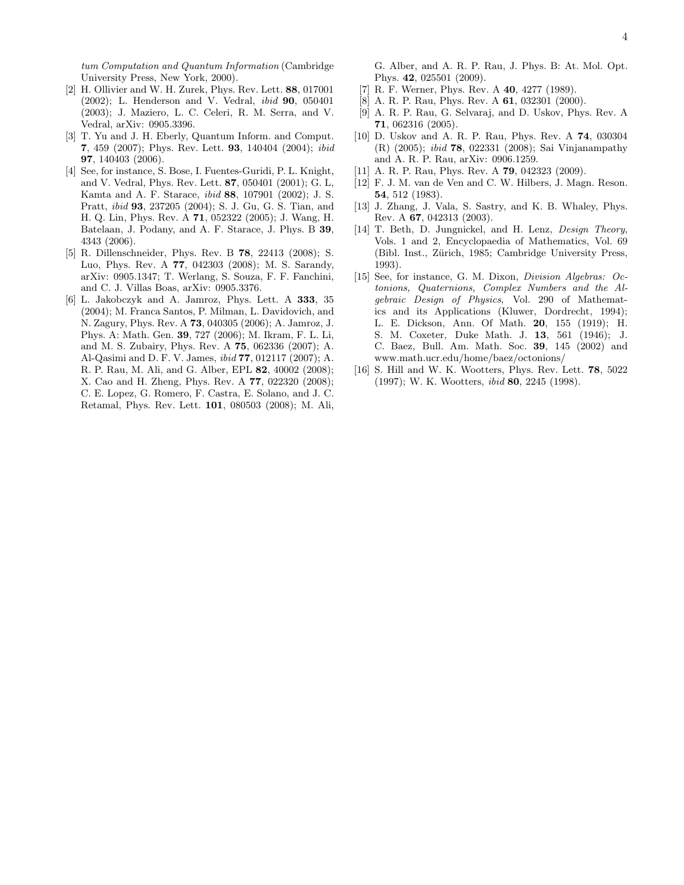*tum Computation and Quantum Information* (Cambridge University Press, New York, 2000).

[2] H. Ollivier and W. H. Zurek, Phys. Rev. Lett. **88**, 017001 (2002); L. Henderson and V. Vedral, *ibid* **90**, 050401 (2003); J. Maziero, L. C. Celeri, R. M. Serra, and V. Vedral, arXiv: 0905.3396.

[3] T. Yu and J. H. Eberly, Quantum Inform. and Comput. **7**, 459 (2007); Phys. Rev. Lett. **93**, 140404 (2004); *ibid* **97**, 140403 (2006).

[4] See, for instance, S. Bose, I. Fuentes-Guridi, P. L. Knight, and V. Vedral, Phys. Rev. Lett. **87**, 050401 (2001); G. L, Kamta and A. F. Starace, *ibid* **88**, 107901 (2002); J. S. Pratt, *ibid* **93**, 237205 (2004); S. J. Gu, G. S. Tian, and H. Q. Lin, Phys. Rev. A **71**, 052322 (2005); J. Wang, H. Batelaan, J. Podany, and A. F. Starace, J. Phys. B **39**, 4343 (2006).

[5] R. Dillenschneider, Phys. Rev. B **78**, 22413 (2008); S. Luo, Phys. Rev. A **77**, 042303 (2008); M. S. Sarandy, arXiv: 0905.1347; T. Werlang, S. Souza, F. F. Fanchini, and C. J. Villas Boas, arXiv: 0905.3376.

[6] L. Jakobczyk and A. Jamroz, Phys. Lett. A **333**, 35 (2004); M. Franca Santos, P. Milman, L. Davidovich, and N. Zagury, Phys. Rev. A **73**, 040305 (2006); A. Jamroz, J. Phys. A: Math. Gen. **39**, 727 (2006); M. Ikram, F. L. Li, and M. S. Zubairy, Phys. Rev. A **75**, 062336 (2007); A. Al-Qasimi and D. F. V. James, *ibid* **77**, 012117 (2007); A. R. P. Rau, M. Ali, and G. Alber, EPL **82**, 40002 (2008); X. Cao and H. Zheng, Phys. Rev. A **77**, 022320 (2008); C. E. Lopez, G. Romero, F. Castra, E. Solano, and J. C. Retamal, Phys. Rev. Lett. **101**, 080503 (2008); M. Ali, G. Alber, and A. R. P. Rau, J. Phys. B: At. Mol. Opt. Phys. **42**, 025501 (2009).

[7] R. F. Werner, Phys. Rev. A **40**, 4277 (1989).

[8] A. R. P. Rau, Phys. Rev. A **61**, 032301 (2000).

[9] A. R. P. Rau, G. Selvaraj, and D. Uskov, Phys. Rev. A **71**, 062316 (2005).

[10] D. Uskov and A. R. P. Rau, Phys. Rev. A **74**, 030304 (R) (2005); *ibid* **78**, 022331 (2008); Sai Vinjanampathy and A. R. P. Rau, arXiv: 0906.1259.

[11] A. R. P. Rau, Phys. Rev. A **79**, 042323 (2009).

[12] F. J. M. van de Ven and C. W. Hilbers, J. Magn. Reson. **54**, 512 (1983).

[13] J. Zhang, J. Vala, S. Sastry, and K. B. Whaley, Phys. Rev. A **67**, 042313 (2003).

[14] T. Beth, D. Jungnickel, and H. Lenz, *Design Theory*, Vols. 1 and 2, Encyclopaedia of Mathematics, Vol. 69 (Bibl. Inst., Zürich, 1985; Cambridge University Press, 1993).

[15] See, for instance, G. M. Dixon, *Division Algebras: Octonions, Quaternions, Complex Numbers and the Algebraic Design of Physics*, Vol. 290 of Mathematics and its Applications (Kluwer, Dordrecht, 1994); L. E. Dickson, Ann. Of Math. **20**, 155 (1919); H. S. M. Coxeter, Duke Math. J. **13**, 561 (1946); J. C. Baez, Bull. Am. Math. Soc. **39**, 145 (2002) and www.math.ucr.edu/home/baez/octonions/

[16] S. Hill and W. K. Wootters, Phys. Rev. Lett. **78**, 5022 (1997); W. K. Wootters, *ibid* **80**, 2245 (1998).